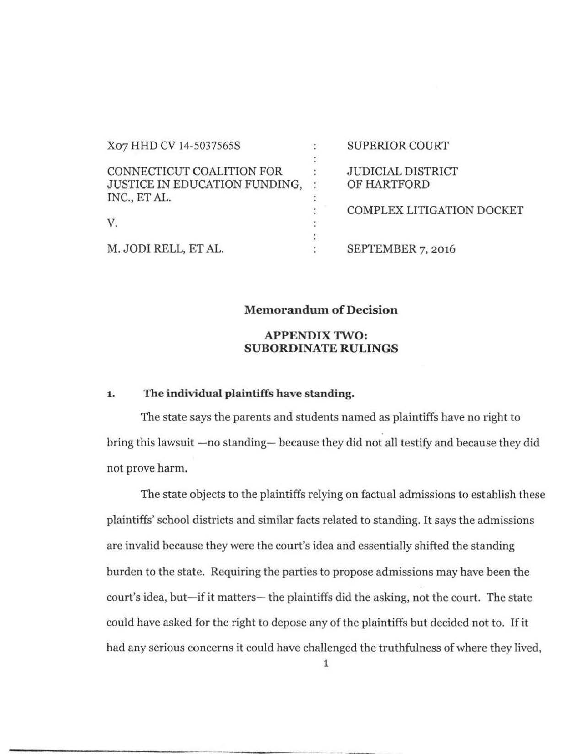X07 HHD CV 14-5037565S : SUPERIOR COURT

CONNECTICUT COALITION FOR JUSTICE IN EDUCATION FUNDING, INC., ET AL. : JUDICIAL DISTRICT OF HARTFORD

: COMPLEX LITIGATION DOCKET

V.

M. JODI RELL, ET AL. : SEPTEMBER 7, 2016

## Memorandum of Decision

### APPENDIX TWO: SUBORDINATE RULINGS

### 1. The individual plaintiffs have standing.

The state says the parents and students named as plaintiffs have no right to bring this lawsuit —no standing— because they did not all testify and because they did not prove harm.

The state objects to the plaintiffs relying on factual admissions to establish these plaintiffs' school districts and similar facts related to standing. It says the admissions are invalid because they were the court's idea and essentially shifted the standing burden to the state. Requiring the parties to propose admissions may have been the court's idea, but—if it matters— the plaintiffs did the asking, not the court. The state could have asked for the right to depose any of the plaintiffs but decided not to. If it had any serious concerns it could have challenged the truthfulness of where they lived,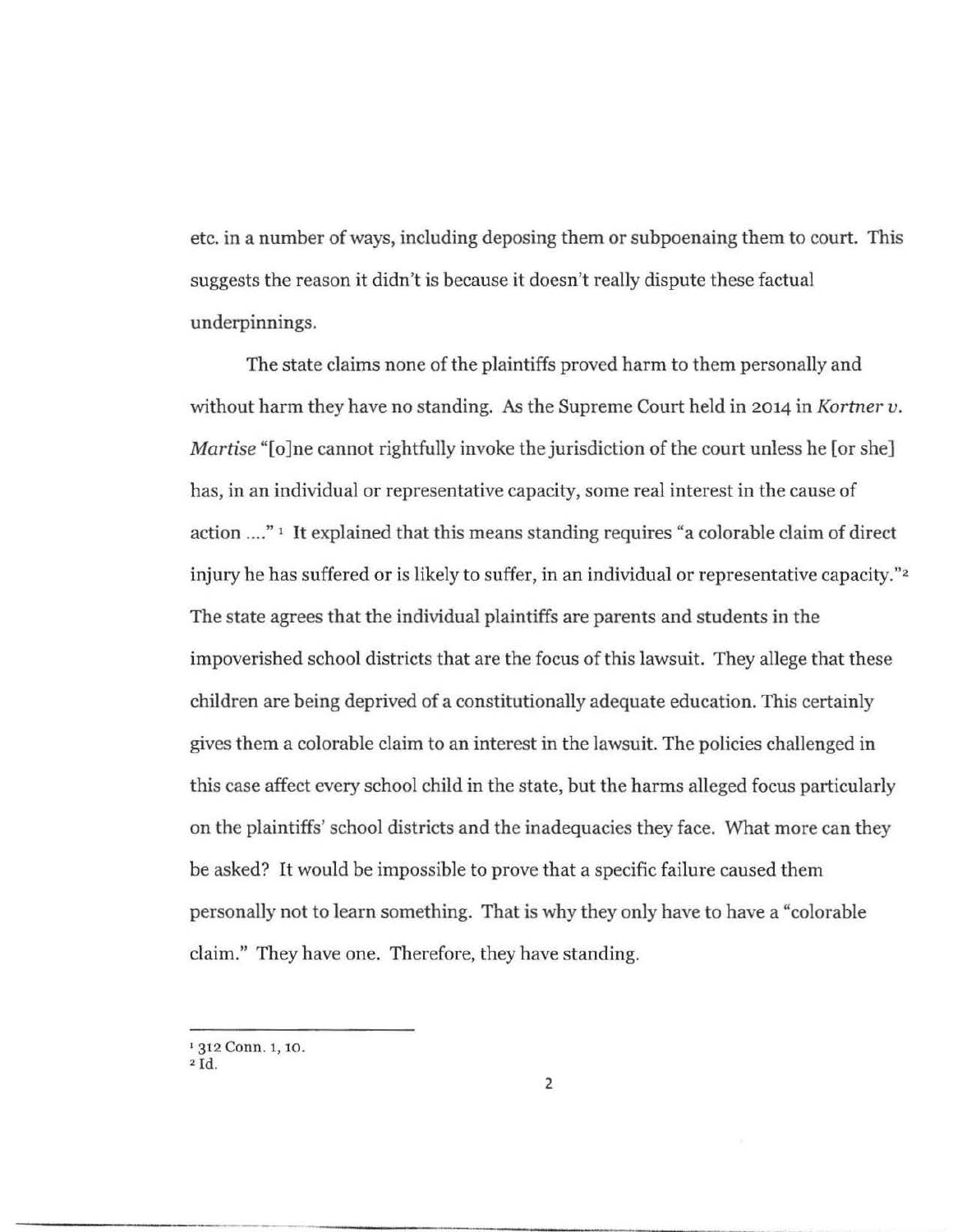etc. in a number of ways, including deposing them or subpoenaing them to court. This suggests the reason it didn't is because it doesn't really dispute these factual underpinnings.

The state claims none of the plaintiffs proved harm to them personally and without harm they have no standing. As the Supreme Court held in 2014 in *Kortner v. Martise* "[o]ne cannot rightfully invoke the jurisdiction of the court unless he [or she] has, in an individual or representative capacity, some real interest in the cause of action ...." [1] It explained that this means standing requires "a colorable claim of direct injury he has suffered or is likely to suffer, in an individual or representative capacity." [2] The state agrees that the individual plaintiffs are parents and students in the impoverished school districts that are the focus of this lawsuit. They allege that these children are being deprived of a constitutionally adequate education. This certainly gives them a colorable claim to an interest in the lawsuit. The policies challenged in this case affect every school child in the state, but the harms alleged focus particularly on the plaintiffs' school districts and the inadequacies they face. What more can they be asked? It would be impossible to prove that a specific failure caused them personally not to learn something. That is why they only have to have a "colorable claim." They have one. Therefore, they have standing.

---

[1] 312 Conn. 1, 10.

[2] Id.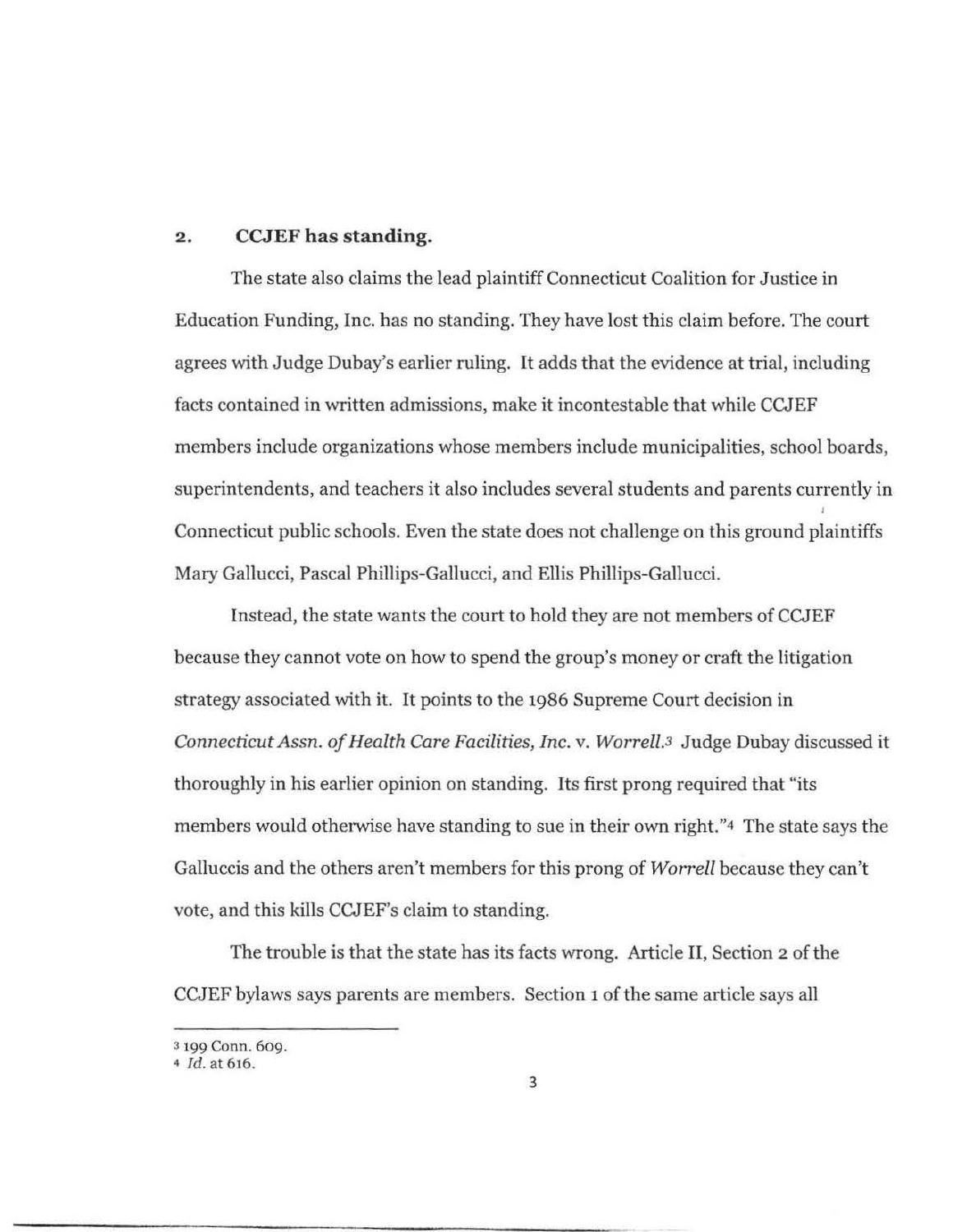## 2. CCJEF has standing.

The state also claims the lead plaintiff Connecticut Coalition for Justice in Education Funding, Inc. has no standing. They have lost this claim before. The court agrees with Judge Dubay's earlier ruling. It adds that the evidence at trial, including facts contained in written admissions, make it incontestable that while CCJEF members include organizations whose members include municipalities, school boards, superintendents, and teachers it also includes several students and parents currently in Connecticut public schools. Even the state does not challenge on this ground plaintiffs Mary Gallucci, Pascal Phillips-Gallucci, and Ellis Phillips-Gallucci.

Instead, the state wants the court to hold they are not members of CCJEF because they cannot vote on how to spend the group's money or craft the litigation strategy associated with it. It points to the 1986 Supreme Court decision in *Connecticut Assn. of Health Care Facilities, Inc.* v. *Worrell*.[3] Judge Dubay discussed it thoroughly in his earlier opinion on standing. Its first prong required that "its members would otherwise have standing to sue in their own right."[4] The state says the Galluccis and the others aren't members for this prong of *Worrell* because they can't vote, and this kills CCJEF's claim to standing.

The trouble is that the state has its facts wrong. Article II, Section 2 of the CCJEF bylaws says parents are members. Section 1 of the same article says all

---

[3] 199 Conn. 609.

[4] *Id.* at 616.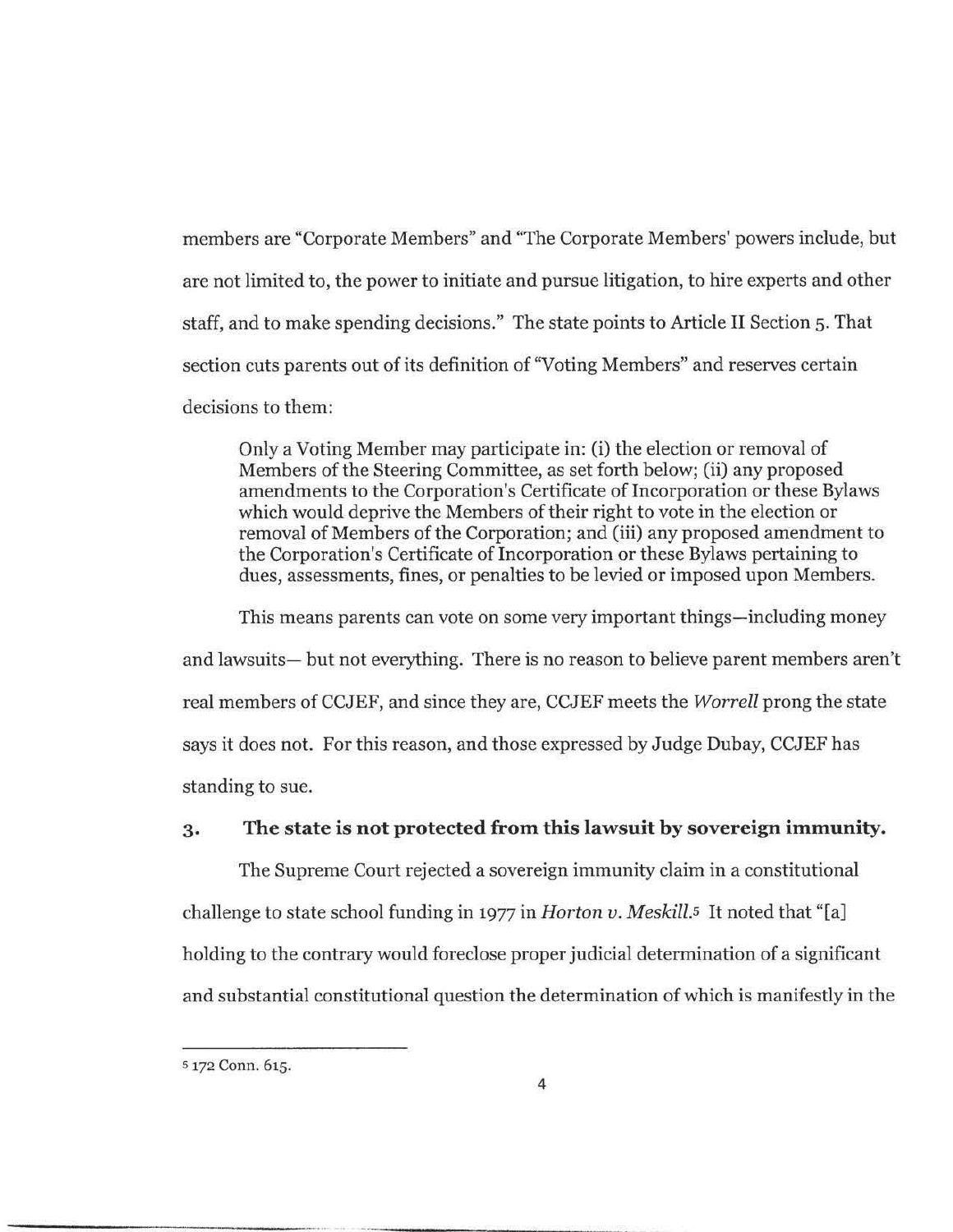members are "Corporate Members" and "The Corporate Members' powers include, but are not limited to, the power to initiate and pursue litigation, to hire experts and other staff, and to make spending decisions." The state points to Article II Section 5. That section cuts parents out of its definition of "Voting Members" and reserves certain decisions to them:

> Only a Voting Member may participate in: (i) the election or removal of Members of the Steering Committee, as set forth below; (ii) any proposed amendments to the Corporation's Certificate of Incorporation or these Bylaws which would deprive the Members of their right to vote in the election or removal of Members of the Corporation; and (iii) any proposed amendment to the Corporation's Certificate of Incorporation or these Bylaws pertaining to dues, assessments, fines, or penalties to be levied or imposed upon Members.

This means parents can vote on some very important things—including money and lawsuits— but not everything. There is no reason to believe parent members aren't real members of CCJEF, and since they are, CCJEF meets the *Worrell* prong the state says it does not. For this reason, and those expressed by Judge Dubay, CCJEF has standing to sue.

### 3. The state is not protected from this lawsuit by sovereign immunity.

The Supreme Court rejected a sovereign immunity claim in a constitutional challenge to state school funding in 1977 in *Horton v. Meskill*.[5] It noted that "[a] holding to the contrary would foreclose proper judicial determination of a significant and substantial constitutional question the determination of which is manifestly in the

---

[5] 172 Conn. 615.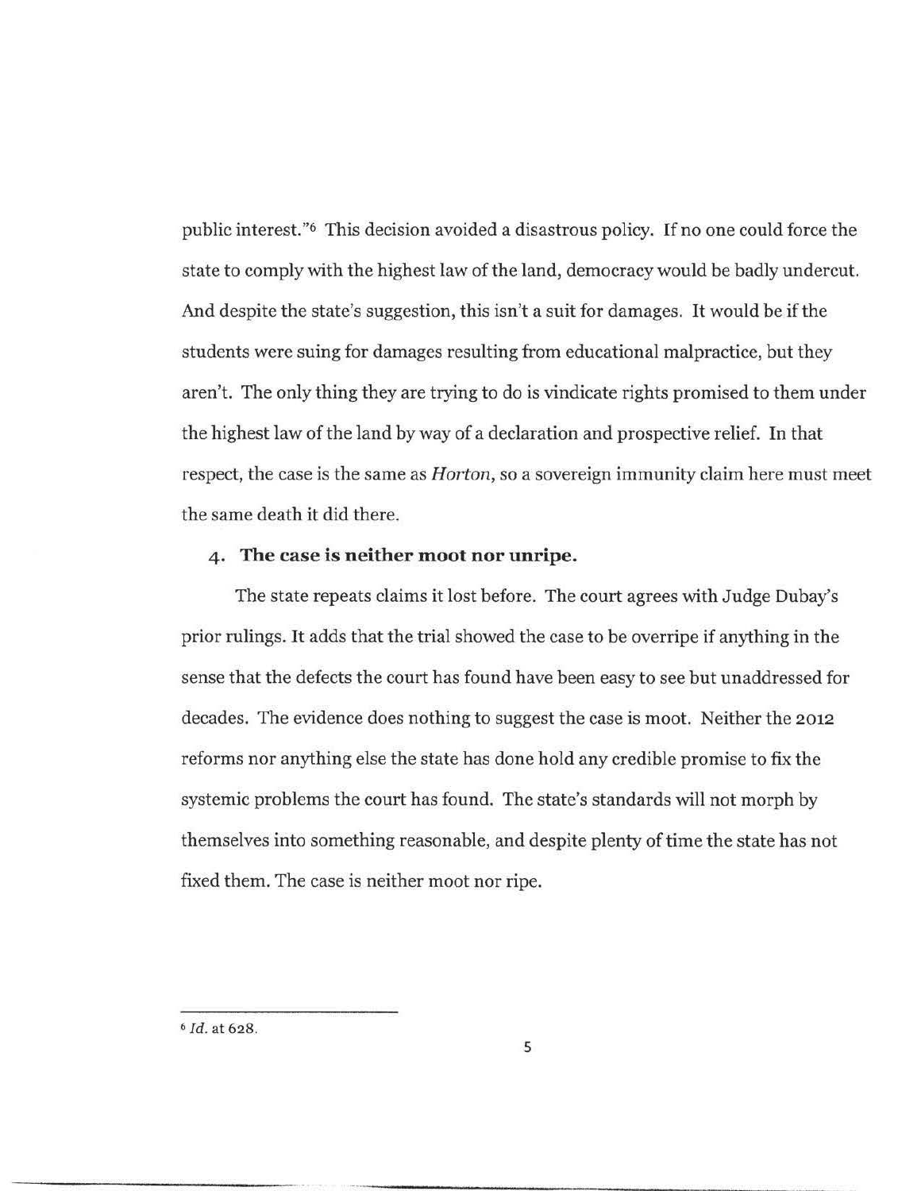public interest."[6] This decision avoided a disastrous policy. If no one could force the state to comply with the highest law of the land, democracy would be badly undercut. And despite the state's suggestion, this isn't a suit for damages. It would be if the students were suing for damages resulting from educational malpractice, but they aren't. The only thing they are trying to do is vindicate rights promised to them under the highest law of the land by way of a declaration and prospective relief. In that respect, the case is the same as *Horton*, so a sovereign immunity claim here must meet the same death it did there.

### 4. The case is neither moot nor unripe.

The state repeats claims it lost before. The court agrees with Judge Dubay's prior rulings. It adds that the trial showed the case to be overripe if anything in the sense that the defects the court has found have been easy to see but unaddressed for decades. The evidence does nothing to suggest the case is moot. Neither the 2012 reforms nor anything else the state has done hold any credible promise to fix the systemic problems the court has found. The state's standards will not morph by themselves into something reasonable, and despite plenty of time the state has not fixed them. The case is neither moot nor ripe.

---

[6] *Id.* at 628.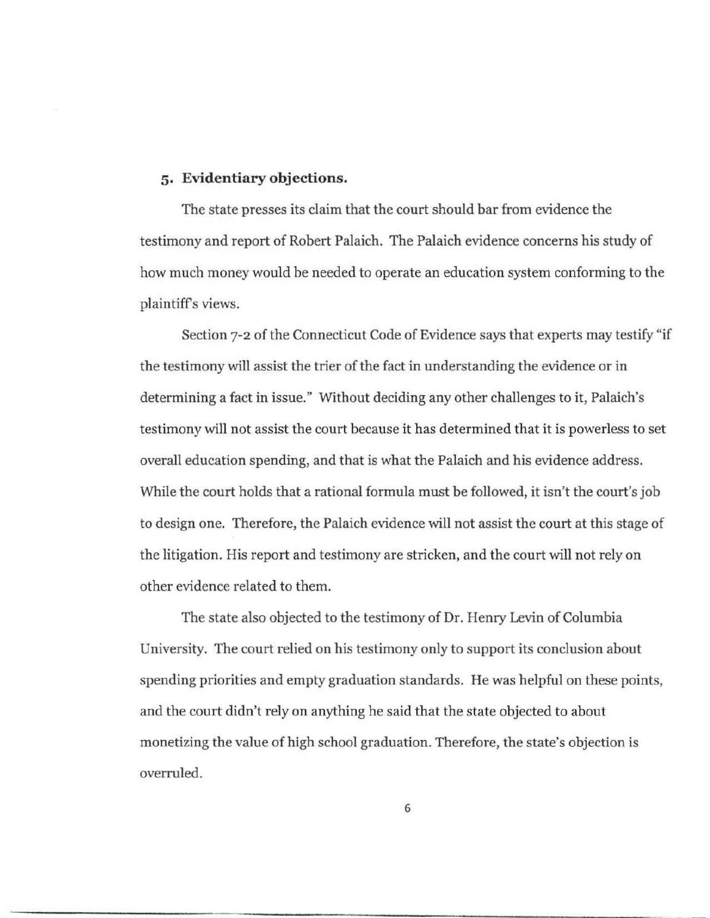**5. Evidentiary objections.**

The state presses its claim that the court should bar from evidence the testimony and report of Robert Palaich. The Palaich evidence concerns his study of how much money would be needed to operate an education system conforming to the plaintiff's views.

Section 7-2 of the Connecticut Code of Evidence says that experts may testify "if the testimony will assist the trier of the fact in understanding the evidence or in determining a fact in issue." Without deciding any other challenges to it, Palaich's testimony will not assist the court because it has determined that it is powerless to set overall education spending, and that is what the Palaich and his evidence address. While the court holds that a rational formula must be followed, it isn't the court's job to design one. Therefore, the Palaich evidence will not assist the court at this stage of the litigation. His report and testimony are stricken, and the court will not rely on other evidence related to them.

The state also objected to the testimony of Dr. Henry Levin of Columbia University. The court relied on his testimony only to support its conclusion about spending priorities and empty graduation standards. He was helpful on these points, and the court didn't rely on anything he said that the state objected to about monetizing the value of high school graduation. Therefore, the state's objection is overruled.